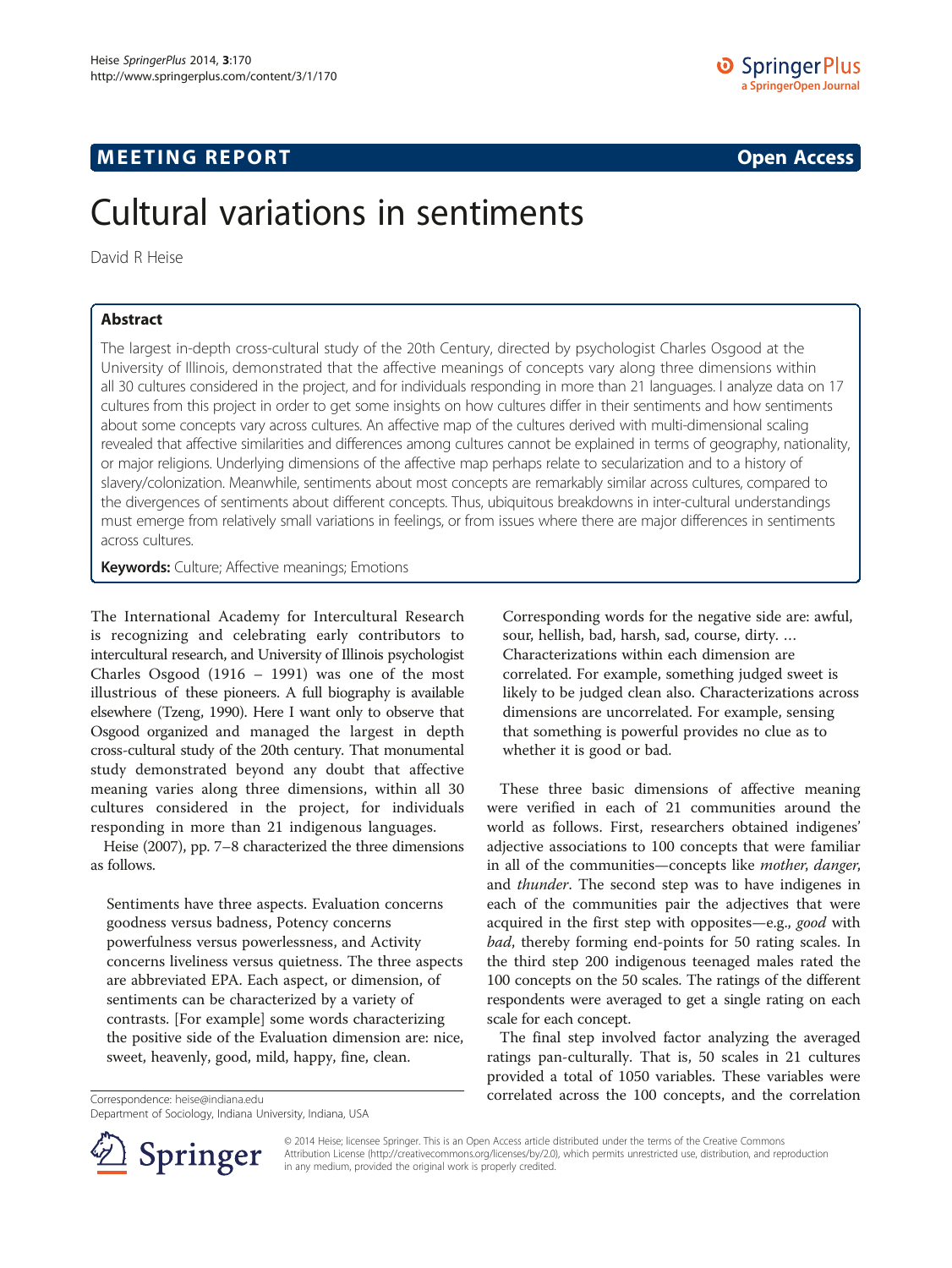**MEETING REPORT** **Open Access**

# Cultural variations in sentiments

David R Heise

## Abstract

The largest in-depth cross-cultural study of the 20th Century, directed by psychologist Charles Osgood at the University of Illinois, demonstrated that the affective meanings of concepts vary along three dimensions within all 30 cultures considered in the project, and for individuals responding in more than 21 languages. I analyze data on 17 cultures from this project in order to get some insights on how cultures differ in their sentiments and how sentiments about some concepts vary across cultures. An affective map of the cultures derived with multi-dimensional scaling revealed that affective similarities and differences among cultures cannot be explained in terms of geography, nationality, or major religions. Underlying dimensions of the affective map perhaps relate to secularization and to a history of slavery/colonization. Meanwhile, sentiments about most concepts are remarkably similar across cultures, compared to the divergences of sentiments about different concepts. Thus, ubiquitous breakdowns in inter-cultural understandings must emerge from relatively small variations in feelings, or from issues where there are major differences in sentiments across cultures.

**Keywords:** Culture; Affective meanings; Emotions

The International Academy for Intercultural Research is recognizing and celebrating early contributors to intercultural research, and University of Illinois psychologist Charles Osgood (1916 – 1991) was one of the most illustrious of these pioneers. A full biography is available elsewhere (Tzeng, 1990). Here I want only to observe that Osgood organized and managed the largest in depth cross-cultural study of the 20th century. That monumental study demonstrated beyond any doubt that affective meaning varies along three dimensions, within all 30 cultures considered in the project, for individuals responding in more than 21 indigenous languages.

Heise (2007), pp. 7–8 characterized the three dimensions as follows.

> Sentiments have three aspects. Evaluation concerns goodness versus badness, Potency concerns powerfulness versus powerlessness, and Activity concerns liveliness versus quietness. The three aspects are abbreviated EPA. Each aspect, or dimension, of sentiments can be characterized by a variety of contrasts. [For example] some words characterizing the positive side of the Evaluation dimension are: nice, sweet, heavenly, good, mild, happy, fine, clean.
>
> Corresponding words for the negative side are: awful, sour, hellish, bad, harsh, sad, course, dirty. … Characterizations within each dimension are correlated. For example, something judged sweet is likely to be judged clean also. Characterizations across dimensions are uncorrelated. For example, sensing that something is powerful provides no clue as to whether it is good or bad.

These three basic dimensions of affective meaning were verified in each of 21 communities around the world as follows. First, researchers obtained indigenes' adjective associations to 100 concepts that were familiar in all of the communities—concepts like *mother*, *danger*, and *thunder*. The second step was to have indigenes in each of the communities pair the adjectives that were acquired in the first step with opposites—e.g., *good* with *bad*, thereby forming end-points for 50 rating scales. In the third step 200 indigenous teenaged males rated the 100 concepts on the 50 scales. The ratings of the different respondents were averaged to get a single rating on each scale for each concept.

The final step involved factor analyzing the averaged ratings pan-culturally. That is, 50 scales in 21 cultures provided a total of 1050 variables. These variables were correlated across the 100 concepts, and the correlation

Correspondence: heise@indiana.edu
Department of Sociology, Indiana University, Indiana, USA

© 2014 Heise; licensee Springer. This is an Open Access article distributed under the terms of the Creative Commons Attribution License (http://creativecommons.org/licenses/by/2.0), which permits unrestricted use, distribution, and reproduction in any medium, provided the original work is properly credited.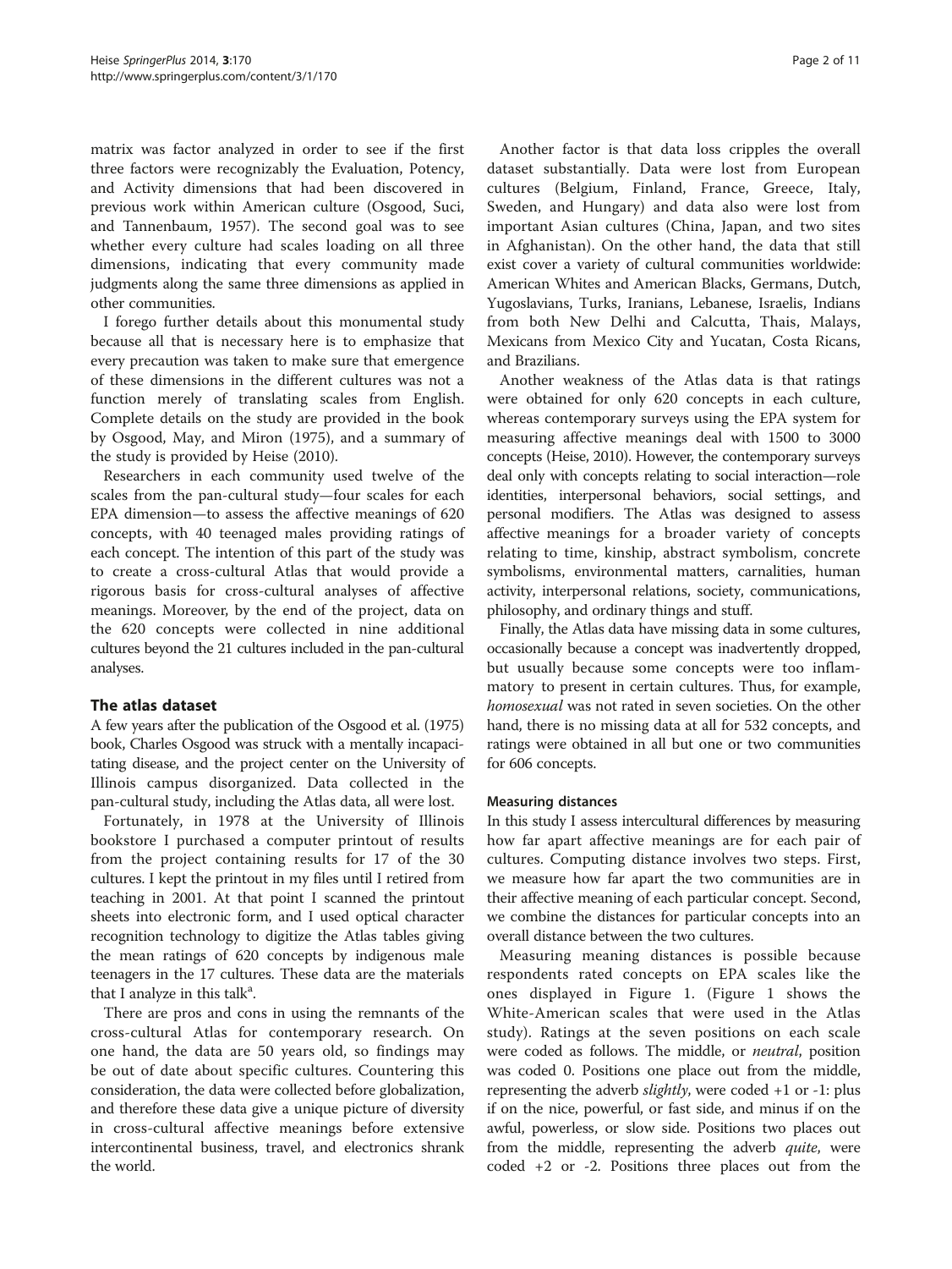matrix was factor analyzed in order to see if the first three factors were recognizably the Evaluation, Potency, and Activity dimensions that had been discovered in previous work within American culture (Osgood, Suci, and Tannenbaum, 1957). The second goal was to see whether every culture had scales loading on all three dimensions, indicating that every community made judgments along the same three dimensions as applied in other communities.

I forego further details about this monumental study because all that is necessary here is to emphasize that every precaution was taken to make sure that emergence of these dimensions in the different cultures was not a function merely of translating scales from English. Complete details on the study are provided in the book by Osgood, May, and Miron (1975), and a summary of the study is provided by Heise (2010).

Researchers in each community used twelve of the scales from the pan-cultural study—four scales for each EPA dimension—to assess the affective meanings of 620 concepts, with 40 teenaged males providing ratings of each concept. The intention of this part of the study was to create a cross-cultural Atlas that would provide a rigorous basis for cross-cultural analyses of affective meanings. Moreover, by the end of the project, data on the 620 concepts were collected in nine additional cultures beyond the 21 cultures included in the pan-cultural analyses.

## The atlas dataset

A few years after the publication of the Osgood et al. (1975) book, Charles Osgood was struck with a mentally incapacitating disease, and the project center on the University of Illinois campus disorganized. Data collected in the pan-cultural study, including the Atlas data, all were lost.

Fortunately, in 1978 at the University of Illinois bookstore I purchased a computer printout of results from the project containing results for 17 of the 30 cultures. I kept the printout in my files until I retired from teaching in 2001. At that point I scanned the printout sheets into electronic form, and I used optical character recognition technology to digitize the Atlas tables giving the mean ratings of 620 concepts by indigenous male teenagers in the 17 cultures. These data are the materials that I analyze in this talk[a].

There are pros and cons in using the remnants of the cross-cultural Atlas for contemporary research. On one hand, the data are 50 years old, so findings may be out of date about specific cultures. Countering this consideration, the data were collected before globalization, and therefore these data give a unique picture of diversity in cross-cultural affective meanings before extensive intercontinental business, travel, and electronics shrank the world.

Another factor is that data loss cripples the overall dataset substantially. Data were lost from European cultures (Belgium, Finland, France, Greece, Italy, Sweden, and Hungary) and data also were lost from important Asian cultures (China, Japan, and two sites in Afghanistan). On the other hand, the data that still exist cover a variety of cultural communities worldwide: American Whites and American Blacks, Germans, Dutch, Yugoslavians, Turks, Iranians, Lebanese, Israelis, Indians from both New Delhi and Calcutta, Thais, Malays, Mexicans from Mexico City and Yucatan, Costa Ricans, and Brazilians.

Another weakness of the Atlas data is that ratings were obtained for only 620 concepts in each culture, whereas contemporary surveys using the EPA system for measuring affective meanings deal with 1500 to 3000 concepts (Heise, 2010). However, the contemporary surveys deal only with concepts relating to social interaction—role identities, interpersonal behaviors, social settings, and personal modifiers. The Atlas was designed to assess affective meanings for a broader variety of concepts relating to time, kinship, abstract symbolism, concrete symbolisms, environmental matters, carnalities, human activity, interpersonal relations, society, communications, philosophy, and ordinary things and stuff.

Finally, the Atlas data have missing data in some cultures, occasionally because a concept was inadvertently dropped, but usually because some concepts were too inflammatory to present in certain cultures. Thus, for example, *homosexual* was not rated in seven societies. On the other hand, there is no missing data at all for 532 concepts, and ratings were obtained in all but one or two communities for 606 concepts.

### Measuring distances

In this study I assess intercultural differences by measuring how far apart affective meanings are for each pair of cultures. Computing distance involves two steps. First, we measure how far apart the two communities are in their affective meaning of each particular concept. Second, we combine the distances for particular concepts into an overall distance between the two cultures.

Measuring meaning distances is possible because respondents rated concepts on EPA scales like the ones displayed in Figure 1. (Figure 1 shows the White-American scales that were used in the Atlas study). Ratings at the seven positions on each scale were coded as follows. The middle, or *neutral*, position was coded 0. Positions one place out from the middle, representing the adverb *slightly*, were coded +1 or -1: plus if on the nice, powerful, or fast side, and minus if on the awful, powerless, or slow side. Positions two places out from the middle, representing the adverb *quite*, were coded +2 or -2. Positions three places out from the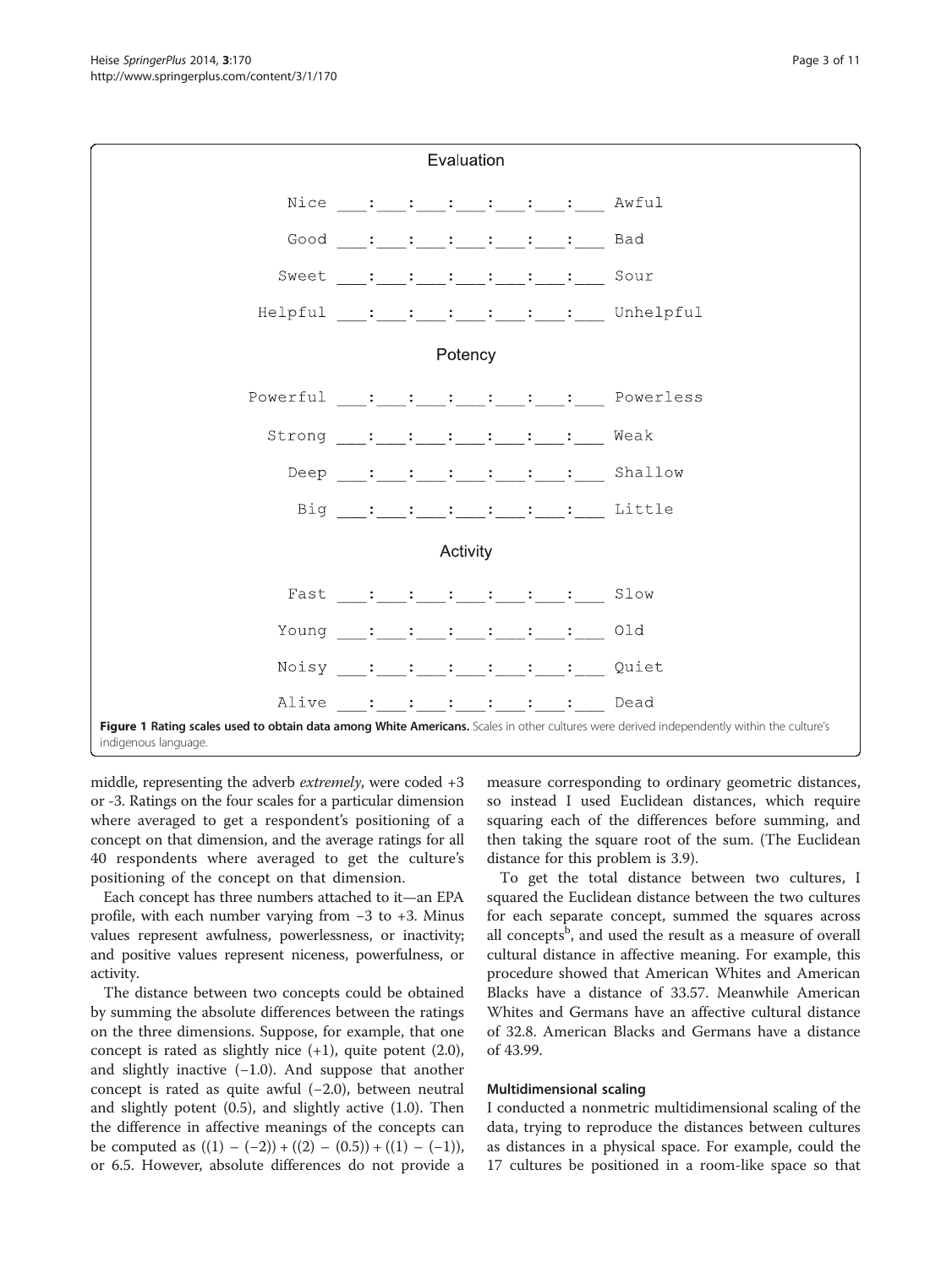## Evaluation

```
Nice ___:___:___:___:___:___:___ Awful
Good ___:___:___:___:___:___:___ Bad
Sweet ___:___:___:___:___:___:___ Sour
Helpful ___:___:___:___:___:___:___ Unhelpful
```

## Potency

```
Powerful ___:___:___:___:___:___:___ Powerless
Strong ___:___:___:___:___:___:___ Weak
Deep ___:___:___:___:___:___:___ Shallow
Big ___:___:___:___:___:___:___ Little
```

## Activity

```
Fast ___:___:___:___:___:___:___ Slow
Young ___:___:___:___:___:___:___ Old
Noisy ___:___:___:___:___:___:___ Quiet
Alive ___:___:___:___:___:___:___ Dead
```

**Figure 1 Rating scales used to obtain data among White Americans.** Scales in other cultures were derived independently within the culture's indigenous language.

middle, representing the adverb *extremely*, were coded +3 or -3. Ratings on the four scales for a particular dimension where averaged to get a respondent's positioning of a concept on that dimension, and the average ratings for all 40 respondents where averaged to get the culture's positioning of the concept on that dimension.

Each concept has three numbers attached to it—an EPA profile, with each number varying from −3 to +3. Minus values represent awfulness, powerlessness, or inactivity; and positive values represent niceness, powerfulness, or activity.

The distance between two concepts could be obtained by summing the absolute differences between the ratings on the three dimensions. Suppose, for example, that one concept is rated as slightly nice (+1), quite potent (2.0), and slightly inactive (−1.0). And suppose that another concept is rated as quite awful (−2.0), between neutral and slightly potent (0.5), and slightly active (1.0). Then the difference in affective meanings of the concepts can be computed as $((1) - (-2)) + ((2) - (0.5)) + ((1) - (-1))$, or 6.5. However, absolute differences do not provide a measure corresponding to ordinary geometric distances, so instead I used Euclidean distances, which require squaring each of the differences before summing, and then taking the square root of the sum. (The Euclidean distance for this problem is 3.9).

To get the total distance between two cultures, I squared the Euclidean distance between the two cultures for each separate concept, summed the squares across all concepts[b], and used the result as a measure of overall cultural distance in affective meaning. For example, this procedure showed that American Whites and American Blacks have a distance of 33.57. Meanwhile American Whites and Germans have an affective cultural distance of 32.8. American Blacks and Germans have a distance of 43.99.

### Multidimensional scaling

I conducted a nonmetric multidimensional scaling of the data, trying to reproduce the distances between cultures as distances in a physical space. For example, could the 17 cultures be positioned in a room-like space so that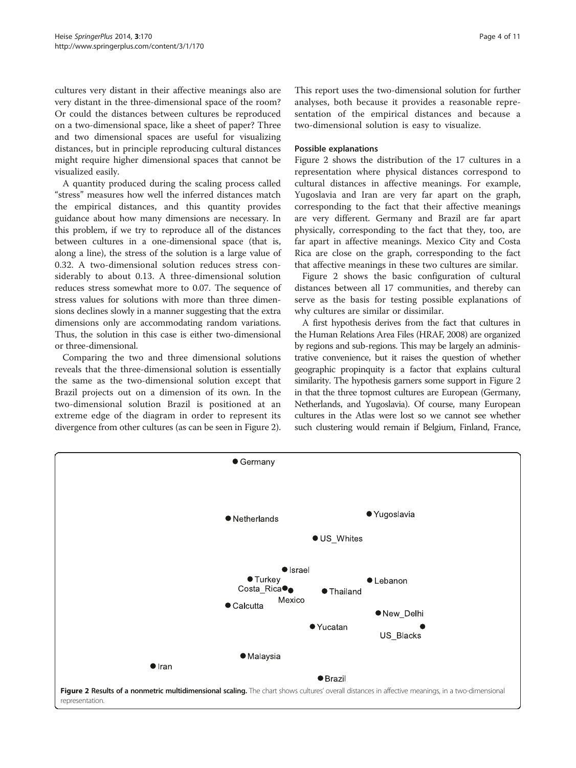cultures very distant in their affective meanings also are very distant in the three-dimensional space of the room? Or could the distances between cultures be reproduced on a two-dimensional space, like a sheet of paper? Three and two dimensional spaces are useful for visualizing distances, but in principle reproducing cultural distances might require higher dimensional spaces that cannot be visualized easily.

A quantity produced during the scaling process called "stress" measures how well the inferred distances match the empirical distances, and this quantity provides guidance about how many dimensions are necessary. In this problem, if we try to reproduce all of the distances between cultures in a one-dimensional space (that is, along a line), the stress of the solution is a large value of 0.32. A two-dimensional solution reduces stress considerably to about 0.13. A three-dimensional solution reduces stress somewhat more to 0.07. The sequence of stress values for solutions with more than three dimensions declines slowly in a manner suggesting that the extra dimensions only are accommodating random variations. Thus, the solution in this case is either two-dimensional or three-dimensional.

Comparing the two and three dimensional solutions reveals that the three-dimensional solution is essentially the same as the two-dimensional solution except that Brazil projects out on a dimension of its own. In the two-dimensional solution Brazil is positioned at an extreme edge of the diagram in order to represent its divergence from other cultures (as can be seen in Figure 2). This report uses the two-dimensional solution for further analyses, both because it provides a reasonable representation of the empirical distances and because a two-dimensional solution is easy to visualize.

### Possible explanations

Figure 2 shows the distribution of the 17 cultures in a representation where physical distances correspond to cultural distances in affective meanings. For example, Yugoslavia and Iran are very far apart on the graph, corresponding to the fact that their affective meanings are very different. Germany and Brazil are far apart physically, corresponding to the fact that they, too, are far apart in affective meanings. Mexico City and Costa Rica are close on the graph, corresponding to the fact that affective meanings in these two cultures are similar.

Figure 2 shows the basic configuration of cultural distances between all 17 communities, and thereby can serve as the basis for testing possible explanations of why cultures are similar or dissimilar.

A first hypothesis derives from the fact that cultures in the Human Relations Area Files (HRAF, 2008) are organized by regions and sub-regions. This may be largely an administrative convenience, but it raises the question of whether geographic propinquity is a factor that explains cultural similarity. The hypothesis garners some support in Figure 2 in that the three topmost cultures are European (Germany, Netherlands, and Yugoslavia). Of course, many European cultures in the Atlas were lost so we cannot see whether such clustering would remain if Belgium, Finland, France,

**Figure 2 Results of a nonmetric multidimensional scaling.** The chart shows cultures' overall distances in affective meanings, in a two-dimensional representation.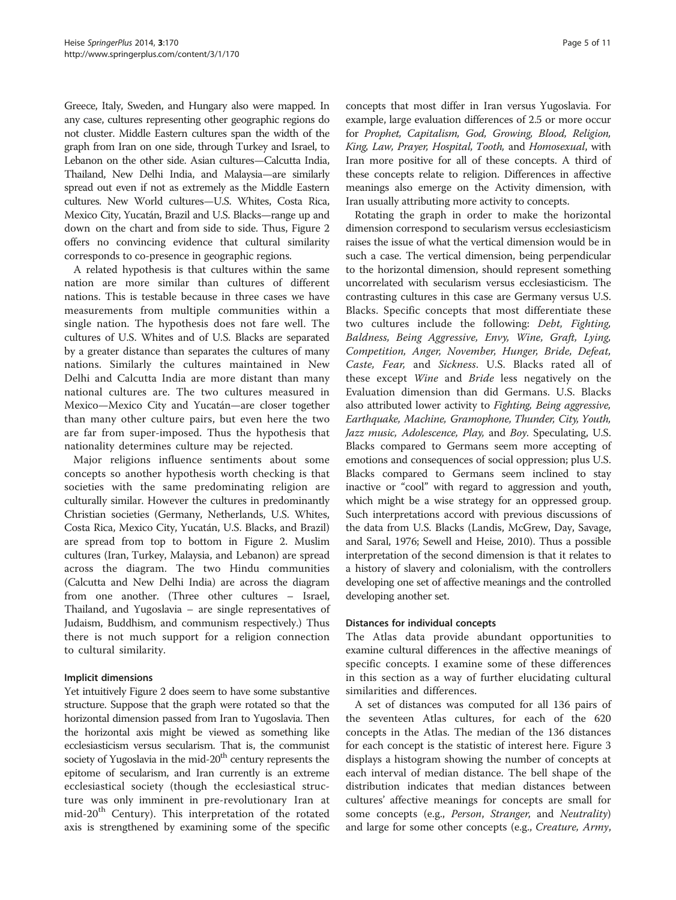Greece, Italy, Sweden, and Hungary also were mapped. In any case, cultures representing other geographic regions do not cluster. Middle Eastern cultures span the width of the graph from Iran on one side, through Turkey and Israel, to Lebanon on the other side. Asian cultures—Calcutta India, Thailand, New Delhi India, and Malaysia—are similarly spread out even if not as extremely as the Middle Eastern cultures. New World cultures—U.S. Whites, Costa Rica, Mexico City, Yucatán, Brazil and U.S. Blacks—range up and down on the chart and from side to side. Thus, Figure 2 offers no convincing evidence that cultural similarity corresponds to co-presence in geographic regions.

A related hypothesis is that cultures within the same nation are more similar than cultures of different nations. This is testable because in three cases we have measurements from multiple communities within a single nation. The hypothesis does not fare well. The cultures of U.S. Whites and of U.S. Blacks are separated by a greater distance than separates the cultures of many nations. Similarly the cultures maintained in New Delhi and Calcutta India are more distant than many national cultures are. The two cultures measured in Mexico—Mexico City and Yucatán—are closer together than many other culture pairs, but even here the two are far from super-imposed. Thus the hypothesis that nationality determines culture may be rejected.

Major religions influence sentiments about some concepts so another hypothesis worth checking is that societies with the same predominating religion are culturally similar. However the cultures in predominantly Christian societies (Germany, Netherlands, U.S. Whites, Costa Rica, Mexico City, Yucatán, U.S. Blacks, and Brazil) are spread from top to bottom in Figure 2. Muslim cultures (Iran, Turkey, Malaysia, and Lebanon) are spread across the diagram. The two Hindu communities (Calcutta and New Delhi India) are across the diagram from one another. (Three other cultures – Israel, Thailand, and Yugoslavia – are single representatives of Judaism, Buddhism, and communism respectively.) Thus there is not much support for a religion connection to cultural similarity.

### Implicit dimensions

Yet intuitively Figure 2 does seem to have some substantive structure. Suppose that the graph were rotated so that the horizontal dimension passed from Iran to Yugoslavia. Then the horizontal axis might be viewed as something like ecclesiasticism versus secularism. That is, the communist society of Yugoslavia in the mid-20th century represents the epitome of secularism, and Iran currently is an extreme ecclesiastical society (though the ecclesiastical structure was only imminent in pre-revolutionary Iran at mid-20th Century). This interpretation of the rotated axis is strengthened by examining some of the specific concepts that most differ in Iran versus Yugoslavia. For example, large evaluation differences of 2.5 or more occur for *Prophet, Capitalism, God, Growing, Blood, Religion, King, Law, Prayer, Hospital, Tooth,* and *Homosexual*, with Iran more positive for all of these concepts. A third of these concepts relate to religion. Differences in affective meanings also emerge on the Activity dimension, with Iran usually attributing more activity to concepts.

Rotating the graph in order to make the horizontal dimension correspond to secularism versus ecclesiasticism raises the issue of what the vertical dimension would be in such a case. The vertical dimension, being perpendicular to the horizontal dimension, should represent something uncorrelated with secularism versus ecclesiasticism. The contrasting cultures in this case are Germany versus U.S. Blacks. Specific concepts that most differentiate these two cultures include the following: *Debt, Fighting, Baldness, Being Aggressive, Envy, Wine, Graft, Lying, Competition, Anger, November, Hunger, Bride, Defeat, Caste, Fear,* and *Sickness*. U.S. Blacks rated all of these except *Wine* and *Bride* less negatively on the Evaluation dimension than did Germans. U.S. Blacks also attributed lower activity to *Fighting, Being aggressive, Earthquake, Machine, Gramophone, Thunder, City, Youth, Jazz music, Adolescence, Play,* and *Boy*. Speculating, U.S. Blacks compared to Germans seem more accepting of emotions and consequences of social oppression; plus U.S. Blacks compared to Germans seem inclined to stay inactive or "cool" with regard to aggression and youth, which might be a wise strategy for an oppressed group. Such interpretations accord with previous discussions of the data from U.S. Blacks (Landis, McGrew, Day, Savage, and Saral, 1976; Sewell and Heise, 2010). Thus a possible interpretation of the second dimension is that it relates to a history of slavery and colonialism, with the controllers developing one set of affective meanings and the controlled developing another set.

### Distances for individual concepts

The Atlas data provide abundant opportunities to examine cultural differences in the affective meanings of specific concepts. I examine some of these differences in this section as a way of further elucidating cultural similarities and differences.

A set of distances was computed for all 136 pairs of the seventeen Atlas cultures, for each of the 620 concepts in the Atlas. The median of the 136 distances for each concept is the statistic of interest here. Figure 3 displays a histogram showing the number of concepts at each interval of median distance. The bell shape of the distribution indicates that median distances between cultures' affective meanings for concepts are small for some concepts (e.g., *Person*, *Stranger*, and *Neutrality*) and large for some other concepts (e.g., *Creature, Army*,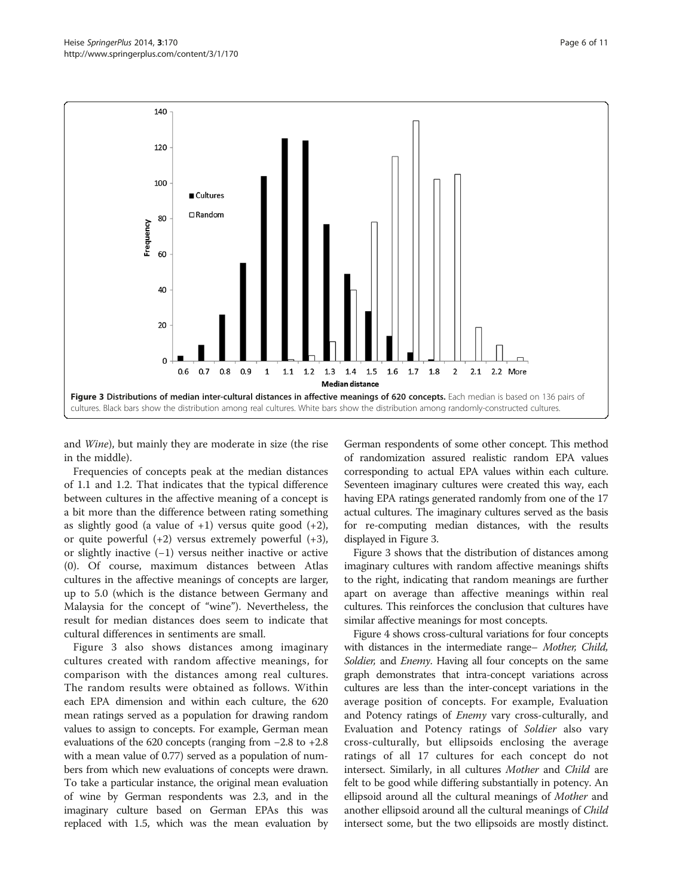**Figure 3 Distributions of median inter-cultural distances in affective meanings of 620 concepts.** Each median is based on 136 pairs of cultures. Black bars show the distribution among real cultures. White bars show the distribution among randomly-constructed cultures.

and *Wine*), but mainly they are moderate in size (the rise in the middle).

Frequencies of concepts peak at the median distances of 1.1 and 1.2. That indicates that the typical difference between cultures in the affective meaning of a concept is a bit more than the difference between rating something as slightly good (a value of +1) versus quite good (+2), or quite powerful (+2) versus extremely powerful (+3), or slightly inactive (−1) versus neither inactive or active (0). Of course, maximum distances between Atlas cultures in the affective meanings of concepts are larger, up to 5.0 (which is the distance between Germany and Malaysia for the concept of "wine"). Nevertheless, the result for median distances does seem to indicate that cultural differences in sentiments are small.

Figure 3 also shows distances among imaginary cultures created with random affective meanings, for comparison with the distances among real cultures. The random results were obtained as follows. Within each EPA dimension and within each culture, the 620 mean ratings served as a population for drawing random values to assign to concepts. For example, German mean evaluations of the 620 concepts (ranging from −2.8 to +2.8 with a mean value of 0.77) served as a population of numbers from which new evaluations of concepts were drawn. To take a particular instance, the original mean evaluation of wine by German respondents was 2.3, and in the imaginary culture based on German EPAs this was replaced with 1.5, which was the mean evaluation by German respondents of some other concept. This method of randomization assured realistic random EPA values corresponding to actual EPA values within each culture. Seventeen imaginary cultures were created this way, each having EPA ratings generated randomly from one of the 17 actual cultures. The imaginary cultures served as the basis for re-computing median distances, with the results displayed in Figure 3.

Figure 3 shows that the distribution of distances among imaginary cultures with random affective meanings shifts to the right, indicating that random meanings are further apart on average than affective meanings within real cultures. This reinforces the conclusion that cultures have similar affective meanings for most concepts.

Figure 4 shows cross-cultural variations for four concepts with distances in the intermediate range– *Mother, Child, Soldier,* and *Enemy*. Having all four concepts on the same graph demonstrates that intra-concept variations across cultures are less than the inter-concept variations in the average position of concepts. For example, Evaluation and Potency ratings of *Enemy* vary cross-culturally, and Evaluation and Potency ratings of *Soldier* also vary cross-culturally, but ellipsoids enclosing the average ratings of all 17 cultures for each concept do not intersect. Similarly, in all cultures *Mother* and *Child* are felt to be good while differing substantially in potency. An ellipsoid around all the cultural meanings of *Mother* and another ellipsoid around all the cultural meanings of *Child* intersect some, but the two ellipsoids are mostly distinct.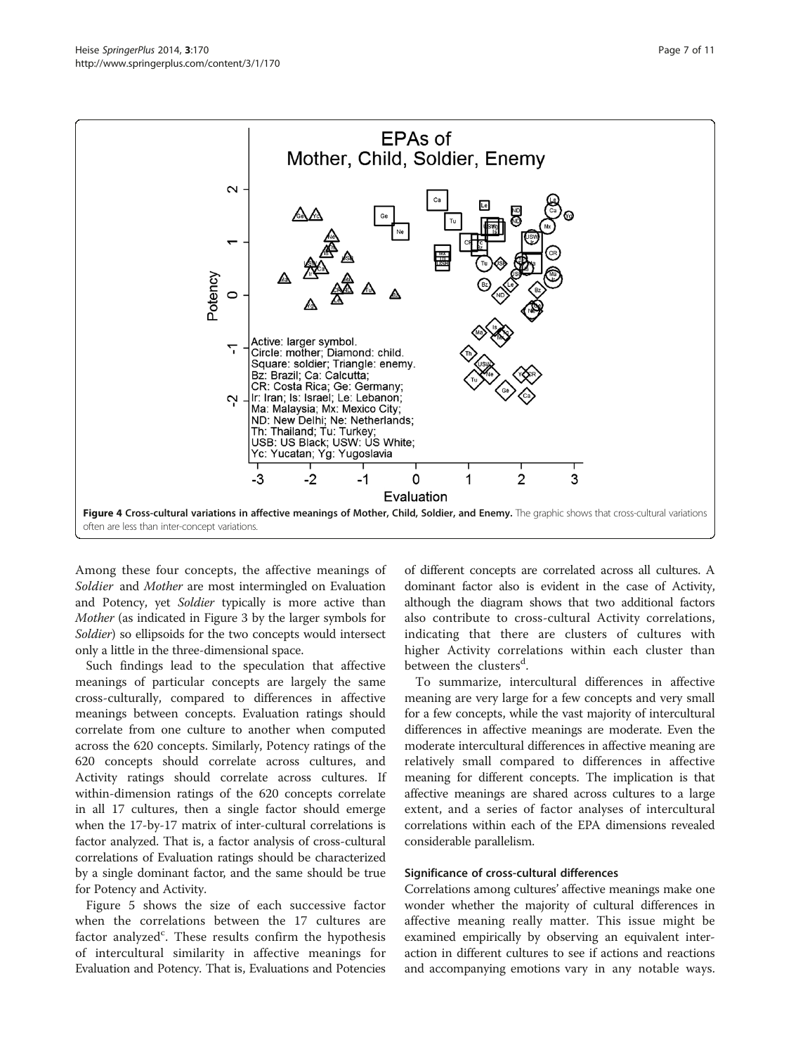**Figure 4 Cross-cultural variations in affective meanings of Mother, Child, Soldier, and Enemy.** The graphic shows that cross-cultural variations often are less than inter-concept variations.

Among these four concepts, the affective meanings of *Soldier* and *Mother* are most intermingled on Evaluation and Potency, yet *Soldier* typically is more active than *Mother* (as indicated in Figure 3 by the larger symbols for *Soldier*) so ellipsoids for the two concepts would intersect only a little in the three-dimensional space.

Such findings lead to the speculation that affective meanings of particular concepts are largely the same cross-culturally, compared to differences in affective meanings between concepts. Evaluation ratings should correlate from one culture to another when computed across the 620 concepts. Similarly, Potency ratings of the 620 concepts should correlate across cultures, and Activity ratings should correlate across cultures. If within-dimension ratings of the 620 concepts correlate in all 17 cultures, then a single factor should emerge when the 17-by-17 matrix of inter-cultural correlations is factor analyzed. That is, a factor analysis of cross-cultural correlations of Evaluation ratings should be characterized by a single dominant factor, and the same should be true for Potency and Activity.

Figure 5 shows the size of each successive factor when the correlations between the 17 cultures are factor analyzed[c]. These results confirm the hypothesis of intercultural similarity in affective meanings for Evaluation and Potency. That is, Evaluations and Potencies of different concepts are correlated across all cultures. A dominant factor also is evident in the case of Activity, although the diagram shows that two additional factors also contribute to cross-cultural Activity correlations, indicating that there are clusters of cultures with higher Activity correlations within each cluster than between the clusters[d].

To summarize, intercultural differences in affective meaning are very large for a few concepts and very small for a few concepts, while the vast majority of intercultural differences in affective meanings are moderate. Even the moderate intercultural differences in affective meaning are relatively small compared to differences in affective meaning for different concepts. The implication is that affective meanings are shared across cultures to a large extent, and a series of factor analyses of intercultural correlations within each of the EPA dimensions revealed considerable parallelism.

### Significance of cross-cultural differences

Correlations among cultures' affective meanings make one wonder whether the majority of cultural differences in affective meaning really matter. This issue might be examined empirically by observing an equivalent interaction in different cultures to see if actions and reactions and accompanying emotions vary in any notable ways.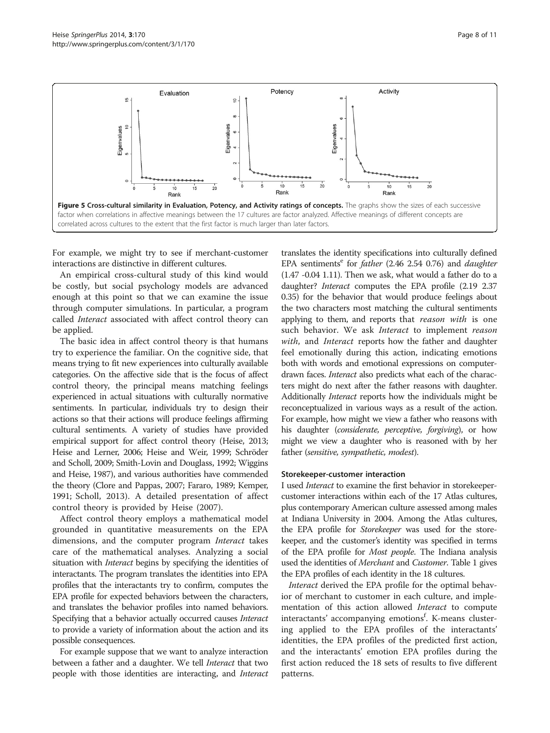**Figure 5 Cross-cultural similarity in Evaluation, Potency, and Activity ratings of concepts.** The graphs show the sizes of each successive factor when correlations in affective meanings between the 17 cultures are factor analyzed. Affective meanings of different concepts are correlated across cultures to the extent that the first factor is much larger than later factors.

For example, we might try to see if merchant-customer interactions are distinctive in different cultures.

An empirical cross-cultural study of this kind would be costly, but social psychology models are advanced enough at this point so that we can examine the issue through computer simulations. In particular, a program called *Interact* associated with affect control theory can be applied.

The basic idea in affect control theory is that humans try to experience the familiar. On the cognitive side, that means trying to fit new experiences into culturally available categories. On the affective side that is the focus of affect control theory, the principal means matching feelings experienced in actual situations with culturally normative sentiments. In particular, individuals try to design their actions so that their actions will produce feelings affirming cultural sentiments. A variety of studies have provided empirical support for affect control theory (Heise, 2013; Heise and Lerner, 2006; Heise and Weir, 1999; Schröder and Scholl, 2009; Smith-Lovin and Douglass, 1992; Wiggins and Heise, 1987), and various authorities have commended the theory (Clore and Pappas, 2007; Fararo, 1989; Kemper, 1991; Scholl, 2013). A detailed presentation of affect control theory is provided by Heise (2007).

Affect control theory employs a mathematical model grounded in quantitative measurements on the EPA dimensions, and the computer program *Interact* takes care of the mathematical analyses. Analyzing a social situation with *Interact* begins by specifying the identities of interactants. The program translates the identities into EPA profiles that the interactants try to confirm, computes the EPA profile for expected behaviors between the characters, and translates the behavior profiles into named behaviors. Specifying that a behavior actually occurred causes *Interact* to provide a variety of information about the action and its possible consequences.

For example suppose that we want to analyze interaction between a father and a daughter. We tell *Interact* that two people with those identities are interacting, and *Interact* translates the identity specifications into culturally defined EPA sentiments[e] for *father* (2.46 2.54 0.76) and *daughter* (1.47 -0.04 1.11). Then we ask, what would a father do to a daughter? *Interact* computes the EPA profile (2.19 2.37 0.35) for the behavior that would produce feelings about the two characters most matching the cultural sentiments applying to them, and reports that *reason with* is one such behavior. We ask *Interact* to implement *reason with*, and *Interact* reports how the father and daughter feel emotionally during this action, indicating emotions both with words and emotional expressions on computer-drawn faces. *Interact* also predicts what each of the characters might do next after the father reasons with daughter. Additionally *Interact* reports how the individuals might be reconceptualized in various ways as a result of the action. For example, how might we view a father who reasons with his daughter (*considerate, perceptive, forgiving*), or how might we view a daughter who is reasoned with by her father (*sensitive, sympathetic, modest*).

#### Storekeeper-customer interaction

I used *Interact* to examine the first behavior in storekeeper-customer interactions within each of the 17 Atlas cultures, plus contemporary American culture assessed among males at Indiana University in 2004. Among the Atlas cultures, the EPA profile for *Storekeeper* was used for the storekeeper, and the customer's identity was specified in terms of the EPA profile for *Most people*. The Indiana analysis used the identities of *Merchant* and *Customer*. Table 1 gives the EPA profiles of each identity in the 18 cultures.

*Interact* derived the EPA profile for the optimal behavior of merchant to customer in each culture, and implementation of this action allowed *Interact* to compute interactants' accompanying emotions[f]. K-means clustering applied to the EPA profiles of the interactants' identities, the EPA profiles of the predicted first action, and the interactants' emotion EPA profiles during the first action reduced the 18 sets of results to five different patterns.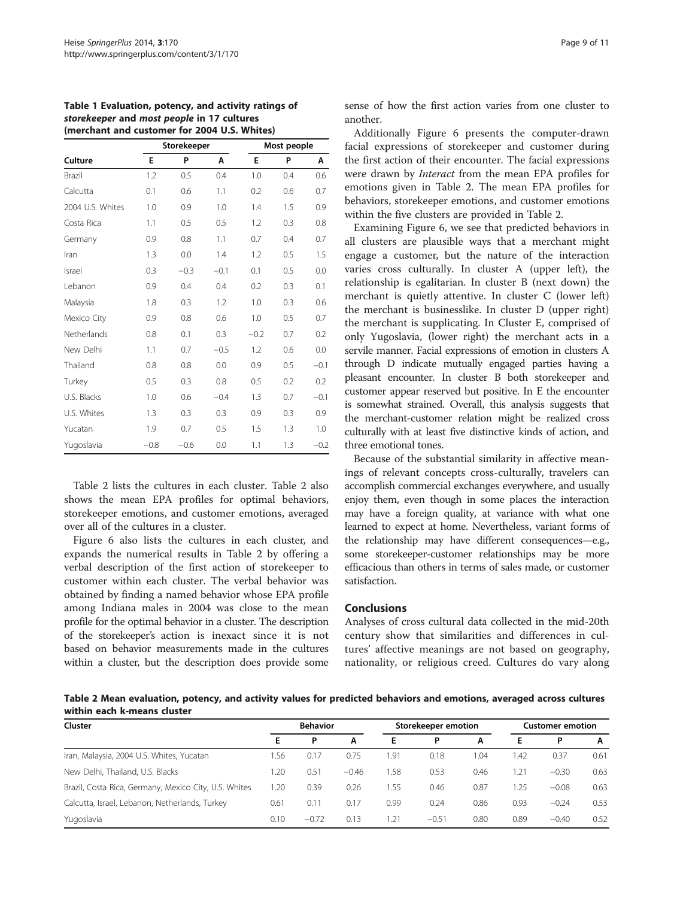**Table 1 Evaluation, potency, and activity ratings of *storekeeper* and *most people* in 17 cultures (merchant and customer for 2004 U.S. Whites)**

| Culture | Storekeeper | | | Most people | | |
|---|---|---|---|---|---|---|
| | E | P | A | E | P | A |
| Brazil | 1.2 | 0.5 | 0.4 | 1.0 | 0.4 | 0.6 |
| Calcutta | 0.1 | 0.6 | 1.1 | 0.2 | 0.6 | 0.7 |
| 2004 U.S. Whites | 1.0 | 0.9 | 1.0 | 1.4 | 1.5 | 0.9 |
| Costa Rica | 1.1 | 0.5 | 0.5 | 1.2 | 0.3 | 0.8 |
| Germany | 0.9 | 0.8 | 1.1 | 0.7 | 0.4 | 0.7 |
| Iran | 1.3 | 0.0 | 1.4 | 1.2 | 0.5 | 1.5 |
| Israel | 0.3 | −0.3 | −0.1 | 0.1 | 0.5 | 0.0 |
| Lebanon | 0.9 | 0.4 | 0.4 | 0.2 | 0.3 | 0.1 |
| Malaysia | 1.8 | 0.3 | 1.2 | 1.0 | 0.3 | 0.6 |
| Mexico City | 0.9 | 0.8 | 0.6 | 1.0 | 0.5 | 0.7 |
| Netherlands | 0.8 | 0.1 | 0.3 | −0.2 | 0.7 | 0.2 |
| New Delhi | 1.1 | 0.7 | −0.5 | 1.2 | 0.6 | 0.0 |
| Thailand | 0.8 | 0.8 | 0.0 | 0.9 | 0.5 | −0.1 |
| Turkey | 0.5 | 0.3 | 0.8 | 0.5 | 0.2 | 0.2 |
| U.S. Blacks | 1.0 | 0.6 | −0.4 | 1.3 | 0.7 | −0.1 |
| U.S. Whites | 1.3 | 0.3 | 0.3 | 0.9 | 0.3 | 0.9 |
| Yucatan | 1.9 | 0.7 | 0.5 | 1.5 | 1.3 | 1.0 |
| Yugoslavia | −0.8 | −0.6 | 0.0 | 1.1 | 1.3 | −0.2 |

Table 2 lists the cultures in each cluster. Table 2 also shows the mean EPA profiles for optimal behaviors, storekeeper emotions, and customer emotions, averaged over all of the cultures in a cluster.

Figure 6 also lists the cultures in each cluster, and expands the numerical results in Table 2 by offering a verbal description of the first action of storekeeper to customer within each cluster. The verbal behavior was obtained by finding a named behavior whose EPA profile among Indiana males in 2004 was close to the mean profile for the optimal behavior in a cluster. The description of the storekeeper's action is inexact since it is not based on behavior measurements made in the cultures within a cluster, but the description does provide some sense of how the first action varies from one cluster to another.

Additionally Figure 6 presents the computer-drawn facial expressions of storekeeper and customer during the first action of their encounter. The facial expressions were drawn by *Interact* from the mean EPA profiles for emotions given in Table 2. The mean EPA profiles for behaviors, storekeeper emotions, and customer emotions within the five clusters are provided in Table 2.

Examining Figure 6, we see that predicted behaviors in all clusters are plausible ways that a merchant might engage a customer, but the nature of the interaction varies cross culturally. In cluster A (upper left), the relationship is egalitarian. In cluster B (next down) the merchant is quietly attentive. In cluster C (lower left) the merchant is businesslike. In cluster D (upper right) the merchant is supplicating. In Cluster E, comprised of only Yugoslavia, (lower right) the merchant acts in a servile manner. Facial expressions of emotion in clusters A through D indicate mutually engaged parties having a pleasant encounter. In cluster B both storekeeper and customer appear reserved but positive. In E the encounter is somewhat strained. Overall, this analysis suggests that the merchant-customer relation might be realized cross culturally with at least five distinctive kinds of action, and three emotional tones.

Because of the substantial similarity in affective meanings of relevant concepts cross-culturally, travelers can accomplish commercial exchanges everywhere, and usually enjoy them, even though in some places the interaction may have a foreign quality, at variance with what one learned to expect at home. Nevertheless, variant forms of the relationship may have different consequences—e.g., some storekeeper-customer relationships may be more efficacious than others in terms of sales made, or customer satisfaction.

## Conclusions

Analyses of cross cultural data collected in the mid-20th century show that similarities and differences in cultures' affective meanings are not based on geography, nationality, or religious creed. Cultures do vary along

**Table 2 Mean evaluation, potency, and activity values for predicted behaviors and emotions, averaged across cultures within each k-means cluster**

| Cluster | Behavior | | | Storekeeper emotion | | | Customer emotion | | |
|---|---|---|---|---|---|---|---|---|---|
| | E | P | A | E | P | A | E | P | A |
| Iran, Malaysia, 2004 U.S. Whites, Yucatan | 1.56 | 0.17 | 0.75 | 1.91 | 0.18 | 1.04 | 1.42 | 0.37 | 0.61 |
| New Delhi, Thailand, U.S. Blacks | 1.20 | 0.51 | −0.46 | 1.58 | 0.53 | 0.46 | 1.21 | −0.30 | 0.63 |
| Brazil, Costa Rica, Germany, Mexico City, U.S. Whites | 1.20 | 0.39 | 0.26 | 1.55 | 0.46 | 0.87 | 1.25 | −0.08 | 0.63 |
| Calcutta, Israel, Lebanon, Netherlands, Turkey | 0.61 | 0.11 | 0.17 | 0.99 | 0.24 | 0.86 | 0.93 | −0.24 | 0.53 |
| Yugoslavia | 0.10 | −0.72 | 0.13 | 1.21 | −0.51 | 0.80 | 0.89 | −0.40 | 0.52 |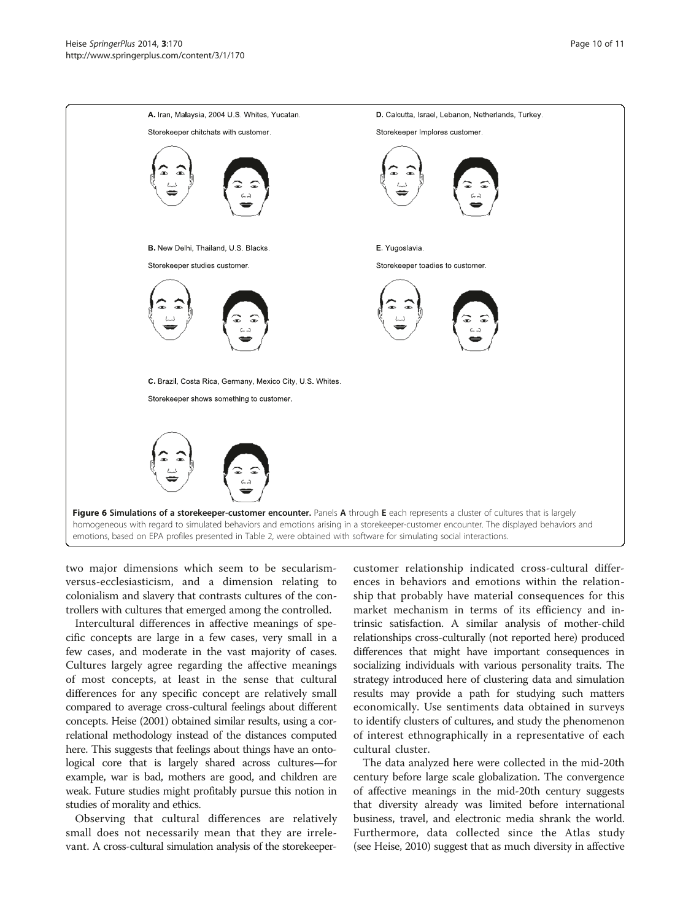A. Iran, Malaysia, 2004 U.S. Whites, Yucatan.

Storekeeper chitchats with customer.

B. New Delhi, Thailand, U.S. Blacks.

Storekeeper studies customer.

C. Brazil, Costa Rica, Germany, Mexico City, U.S. Whites.

Storekeeper shows something to customer.

D. Calcutta, Israel, Lebanon, Netherlands, Turkey.

Storekeeper Implores customer.

E. Yugoslavia.

Storekeeper toadies to customer.

**Figure 6 Simulations of a storekeeper-customer encounter.** Panels **A** through **E** each represents a cluster of cultures that is largely homogeneous with regard to simulated behaviors and emotions arising in a storekeeper-customer encounter. The displayed behaviors and emotions, based on EPA profiles presented in Table 2, were obtained with software for simulating social interactions.

two major dimensions which seem to be secularism-versus-ecclesiasticism, and a dimension relating to colonialism and slavery that contrasts cultures of the controllers with cultures that emerged among the controlled.

Intercultural differences in affective meanings of specific concepts are large in a few cases, very small in a few cases, and moderate in the vast majority of cases. Cultures largely agree regarding the affective meanings of most concepts, at least in the sense that cultural differences for any specific concept are relatively small compared to average cross-cultural feelings about different concepts. Heise (2001) obtained similar results, using a correlational methodology instead of the distances computed here. This suggests that feelings about things have an ontological core that is largely shared across cultures—for example, war is bad, mothers are good, and children are weak. Future studies might profitably pursue this notion in studies of morality and ethics.

Observing that cultural differences are relatively small does not necessarily mean that they are irrelevant. A cross-cultural simulation analysis of the storekeeper-customer relationship indicated cross-cultural differences in behaviors and emotions within the relationship that probably have material consequences for this market mechanism in terms of its efficiency and intrinsic satisfaction. A similar analysis of mother-child relationships cross-culturally (not reported here) produced differences that might have important consequences in socializing individuals with various personality traits. The strategy introduced here of clustering data and simulation results may provide a path for studying such matters economically. Use sentiments data obtained in surveys to identify clusters of cultures, and study the phenomenon of interest ethnographically in a representative of each cultural cluster.

The data analyzed here were collected in the mid-20th century before large scale globalization. The convergence of affective meanings in the mid-20th century suggests that diversity already was limited before international business, travel, and electronic media shrank the world. Furthermore, data collected since the Atlas study (see Heise, 2010) suggest that as much diversity in affective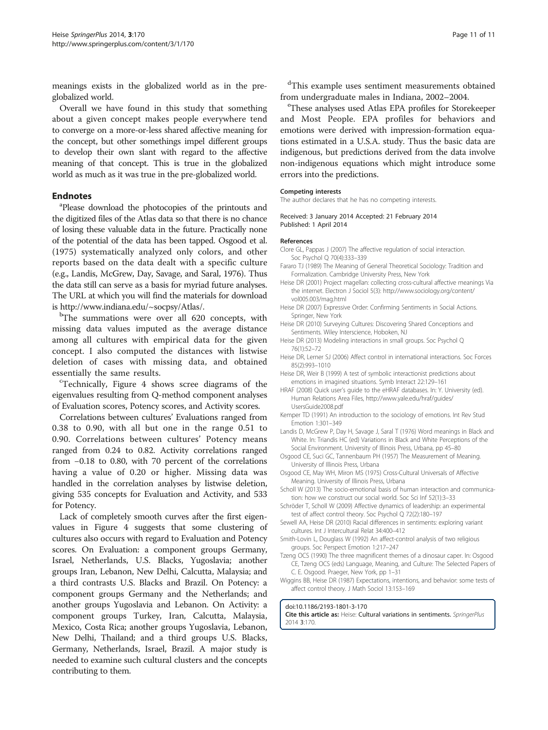meanings exists in the globalized world as in the pre-globalized world.

Overall we have found in this study that something about a given concept makes people everywhere tend to converge on a more-or-less shared affective meaning for the concept, but other somethings impel different groups to develop their own slant with regard to the affective meaning of that concept. This is true in the globalized world as much as it was true in the pre-globalized world.

## Endnotes

[a]Please download the photocopies of the printouts and the digitized files of the Atlas data so that there is no chance of losing these valuable data in the future. Practically none of the potential of the data has been tapped. Osgood et al. (1975) systematically analyzed only colors, and other reports based on the data dealt with a specific culture (e.g., Landis, McGrew, Day, Savage, and Saral, 1976). Thus the data still can serve as a basis for myriad future analyses. The URL at which you will find the materials for download is http://www.indiana.edu/~socpsy/Atlas/.

[b]The summations were over all 620 concepts, with missing data values imputed as the average distance among all cultures with empirical data for the given concept. I also computed the distances with listwise deletion of cases with missing data, and obtained essentially the same results.

[c]Technically, Figure 4 shows scree diagrams of the eigenvalues resulting from Q-method component analyses of Evaluation scores, Potency scores, and Activity scores.

Correlations between cultures' Evaluations ranged from 0.38 to 0.90, with all but one in the range 0.51 to 0.90. Correlations between cultures' Potency means ranged from 0.24 to 0.82. Activity correlations ranged from −0.18 to 0.80, with 70 percent of the correlations having a value of 0.20 or higher. Missing data was handled in the correlation analyses by listwise deletion, giving 535 concepts for Evaluation and Activity, and 533 for Potency.

Lack of completely smooth curves after the first eigenvalues in Figure 4 suggests that some clustering of cultures also occurs with regard to Evaluation and Potency scores. On Evaluation: a component groups Germany, Israel, Netherlands, U.S. Blacks, Yugoslavia; another groups Iran, Lebanon, New Delhi, Calcutta, Malaysia; and a third contrasts U.S. Blacks and Brazil. On Potency: a component groups Germany and the Netherlands; and another groups Yugoslavia and Lebanon. On Activity: a component groups Turkey, Iran, Calcutta, Malaysia, Mexico, Costa Rica; another groups Yugoslavia, Lebanon, New Delhi, Thailand; and a third groups U.S. Blacks, Germany, Netherlands, Israel, Brazil. A major study is needed to examine such cultural clusters and the concepts contributing to them.

[d]This example uses sentiment measurements obtained from undergraduate males in Indiana, 2002–2004.

[e]These analyses used Atlas EPA profiles for Storekeeper and Most People. EPA profiles for behaviors and emotions were derived with impression-formation equations estimated in a U.S.A. study. Thus the basic data are indigenous, but predictions derived from the data involve non-indigenous equations which might introduce some errors into the predictions.

### Competing interests

The author declares that he has no competing interests.

Received: 3 January 2014 Accepted: 21 February 2014
Published: 1 April 2014

### References

Clore GL, Pappas J (2007) The affective regulation of social interaction. Soc Psychol Q 70(4):333–339

Fararo TJ (1989) The Meaning of General Theoretical Sociology: Tradition and Formalization. Cambridge University Press, New York

Heise DR (2001) Project magellan: collecting cross-cultural affective meanings Via the internet. Electron J Sociol 5(3): http://www.sociology.org/content/vol005.003/mag.html

Heise DR (2007) Expressive Order: Confirming Sentiments in Social Actions. Springer, New York

Heise DR (2010) Surveying Cultures: Discovering Shared Conceptions and Sentiments. Wiley Interscience, Hoboken, NJ

Heise DR (2013) Modeling interactions in small groups. Soc Psychol Q 76(1):52–72

Heise DR, Lerner SJ (2006) Affect control in international interactions. Soc Forces 85(2):993–1010

Heise DR, Weir B (1999) A test of symbolic interactionist predictions about emotions in imagined situations. Symb Interact 22:129–161

HRAF (2008) Quick user's guide to the eHRAF databases. In: Y. University (ed). Human Relations Area Files, http://www.yale.edu/hraf/guides/UsersGuide2008.pdf

Kemper TD (1991) An introduction to the sociology of emotions. Int Rev Stud Emotion 1:301–349

Landis D, McGrew P, Day H, Savage J, Saral T (1976) Word meanings in Black and White. In: Triandis HC (ed) Variations in Black and White Perceptions of the Social Environment. University of Illinois Press, Urbana, pp 45–80

Osgood CE, Suci GC, Tannenbaum PH (1957) The Measurement of Meaning. University of Illinois Press, Urbana

Osgood CE, May WH, Miron MS (1975) Cross-Cultural Universals of Affective Meaning. University of Illinois Press, Urbana

Scholl W (2013) The socio-emotional basis of human interaction and communication: how we construct our social world. Soc Sci Inf 52(1):3–33

Schröder T, Scholl W (2009) Affective dynamics of leadership: an experimental test of affect control theory. Soc Psychol Q 72(2):180–197

Sewell AA, Heise DR (2010) Racial differences in sentiments: exploring variant cultures. Int J Intercultural Relat 34:400–412

Smith-Lovin L, Douglass W (1992) An affect-control analysis of two religious groups. Soc Perspect Emotion 1:217–247

Tzeng OCS (1990) The three magnificent themes of a dinosaur caper. In: Osgood CE, Tzeng OCS (eds) Language, Meaning, and Culture: The Selected Papers of C. E. Osgood. Praeger, New York, pp 1–31

Wiggins BB, Heise DR (1987) Expectations, intentions, and behavior: some tests of affect control theory. J Math Sociol 13:153–169

doi:10.1186/2193-1801-3-170

**Cite this article as:** Heise: Cultural variations in sentiments. *SpringerPlus* 2014 **3**:170.